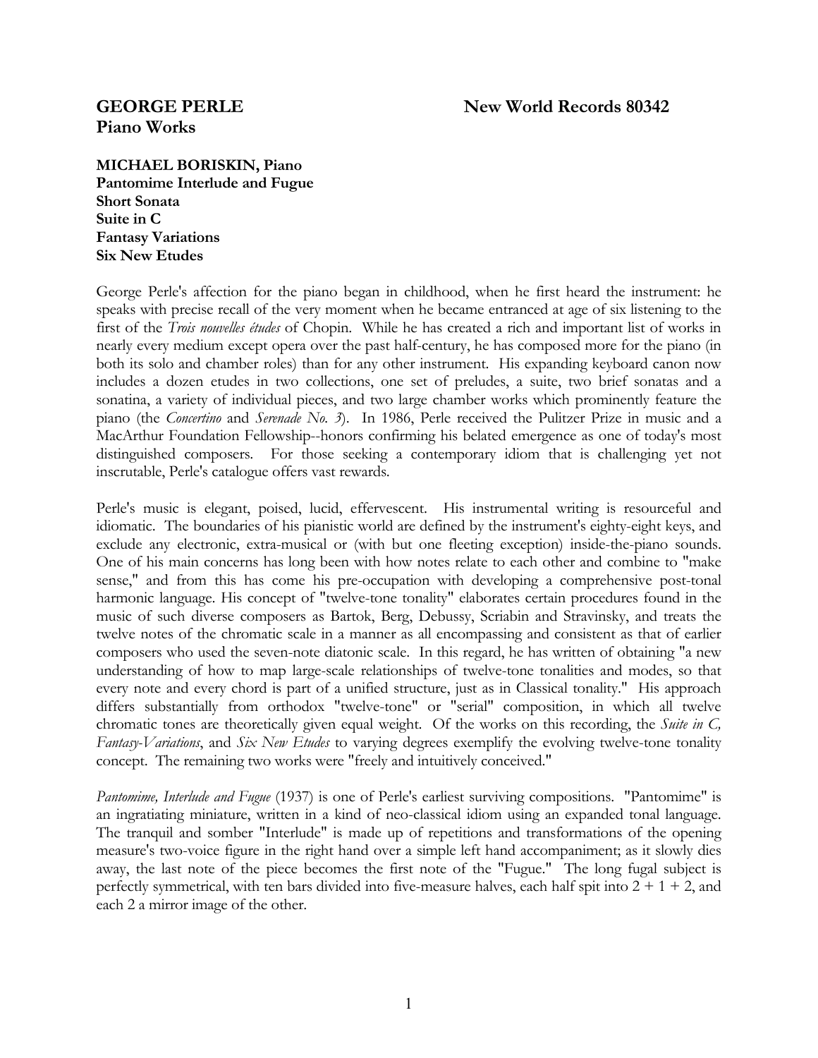**GEORGE PERLE** **New World Records 80342**
**Piano Works**

**MICHAEL BORISKIN, Piano**
**Pantomime Interlude and Fugue**
**Short Sonata**
**Suite in C**
**Fantasy Variations**
**Six New Etudes**

George Perle's affection for the piano began in childhood, when he first heard the instrument: he speaks with precise recall of the very moment when he became entranced at age of six listening to the first of the *Trois nouvelles études* of Chopin. While he has created a rich and important list of works in nearly every medium except opera over the past half-century, he has composed more for the piano (in both its solo and chamber roles) than for any other instrument. His expanding keyboard canon now includes a dozen etudes in two collections, one set of preludes, a suite, two brief sonatas and a sonatina, a variety of individual pieces, and two large chamber works which prominently feature the piano (the *Concertino* and *Serenade No. 3*). In 1986, Perle received the Pulitzer Prize in music and a MacArthur Foundation Fellowship--honors confirming his belated emergence as one of today's most distinguished composers. For those seeking a contemporary idiom that is challenging yet not inscrutable, Perle's catalogue offers vast rewards.

Perle's music is elegant, poised, lucid, effervescent. His instrumental writing is resourceful and idiomatic. The boundaries of his pianistic world are defined by the instrument's eighty-eight keys, and exclude any electronic, extra-musical or (with but one fleeting exception) inside-the-piano sounds. One of his main concerns has long been with how notes relate to each other and combine to "make sense," and from this has come his pre-occupation with developing a comprehensive post-tonal harmonic language. His concept of "twelve-tone tonality" elaborates certain procedures found in the music of such diverse composers as Bartok, Berg, Debussy, Scriabin and Stravinsky, and treats the twelve notes of the chromatic scale in a manner as all encompassing and consistent as that of earlier composers who used the seven-note diatonic scale. In this regard, he has written of obtaining "a new understanding of how to map large-scale relationships of twelve-tone tonalities and modes, so that every note and every chord is part of a unified structure, just as in Classical tonality." His approach differs substantially from orthodox "twelve-tone" or "serial" composition, in which all twelve chromatic tones are theoretically given equal weight. Of the works on this recording, the *Suite in C, Fantasy-Variations*, and *Six New Etudes* to varying degrees exemplify the evolving twelve-tone tonality concept. The remaining two works were "freely and intuitively conceived."

*Pantomime, Interlude and Fugue* (1937) is one of Perle's earliest surviving compositions. "Pantomime" is an ingratiating miniature, written in a kind of neo-classical idiom using an expanded tonal language. The tranquil and somber "Interlude" is made up of repetitions and transformations of the opening measure's two-voice figure in the right hand over a simple left hand accompaniment; as it slowly dies away, the last note of the piece becomes the first note of the "Fugue." The long fugal subject is perfectly symmetrical, with ten bars divided into five-measure halves, each half spit into 2 + 1 + 2, and each 2 a mirror image of the other.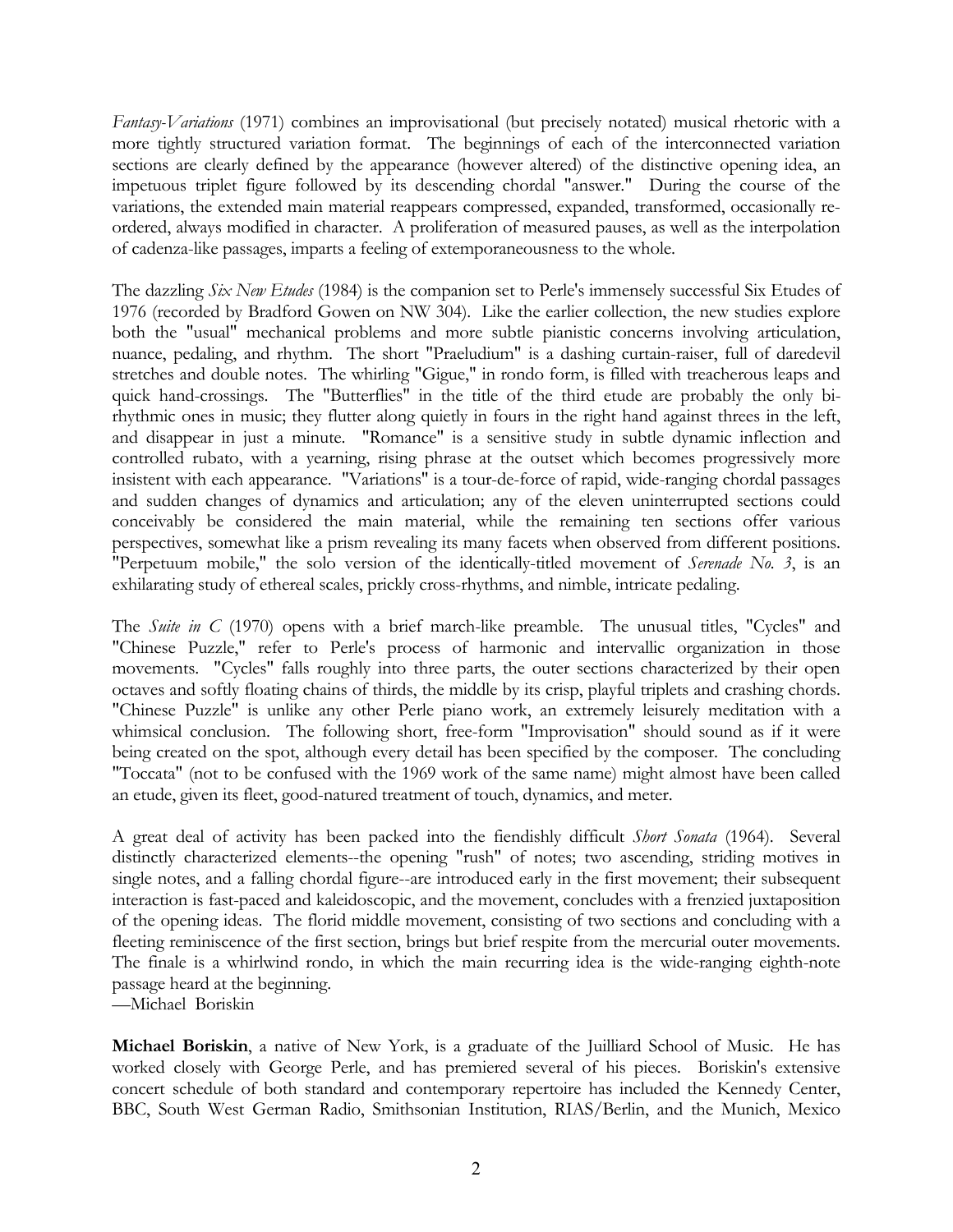*Fantasy-Variations* (1971) combines an improvisational (but precisely notated) musical rhetoric with a more tightly structured variation format. The beginnings of each of the interconnected variation sections are clearly defined by the appearance (however altered) of the distinctive opening idea, an impetuous triplet figure followed by its descending chordal "answer." During the course of the variations, the extended main material reappears compressed, expanded, transformed, occasionally re-ordered, always modified in character. A proliferation of measured pauses, as well as the interpolation of cadenza-like passages, imparts a feeling of extemporaneousness to the whole.

The dazzling *Six New Etudes* (1984) is the companion set to Perle's immensely successful Six Etudes of 1976 (recorded by Bradford Gowen on NW 304). Like the earlier collection, the new studies explore both the "usual" mechanical problems and more subtle pianistic concerns involving articulation, nuance, pedaling, and rhythm. The short "Praeludium" is a dashing curtain-raiser, full of daredevil stretches and double notes. The whirling "Gigue," in rondo form, is filled with treacherous leaps and quick hand-crossings. The "Butterflies" in the title of the third etude are probably the only bi-rhythmic ones in music; they flutter along quietly in fours in the right hand against threes in the left, and disappear in just a minute. "Romance" is a sensitive study in subtle dynamic inflection and controlled rubato, with a yearning, rising phrase at the outset which becomes progressively more insistent with each appearance. "Variations" is a tour-de-force of rapid, wide-ranging chordal passages and sudden changes of dynamics and articulation; any of the eleven uninterrupted sections could conceivably be considered the main material, while the remaining ten sections offer various perspectives, somewhat like a prism revealing its many facets when observed from different positions. "Perpetuum mobile," the solo version of the identically-titled movement of *Serenade No. 3*, is an exhilarating study of ethereal scales, prickly cross-rhythms, and nimble, intricate pedaling.

The *Suite in C* (1970) opens with a brief march-like preamble. The unusual titles, "Cycles" and "Chinese Puzzle," refer to Perle's process of harmonic and intervallic organization in those movements. "Cycles" falls roughly into three parts, the outer sections characterized by their open octaves and softly floating chains of thirds, the middle by its crisp, playful triplets and crashing chords. "Chinese Puzzle" is unlike any other Perle piano work, an extremely leisurely meditation with a whimsical conclusion. The following short, free-form "Improvisation" should sound as if it were being created on the spot, although every detail has been specified by the composer. The concluding "Toccata" (not to be confused with the 1969 work of the same name) might almost have been called an etude, given its fleet, good-natured treatment of touch, dynamics, and meter.

A great deal of activity has been packed into the fiendishly difficult *Short Sonata* (1964). Several distinctly characterized elements--the opening "rush" of notes; two ascending, striding motives in single notes, and a falling chordal figure--are introduced early in the first movement; their subsequent interaction is fast-paced and kaleidoscopic, and the movement, concludes with a frenzied juxtaposition of the opening ideas. The florid middle movement, consisting of two sections and concluding with a fleeting reminiscence of the first section, brings but brief respite from the mercurial outer movements. The finale is a whirlwind rondo, in which the main recurring idea is the wide-ranging eighth-note passage heard at the beginning.
—Michael Boriskin

**Michael Boriskin**, a native of New York, is a graduate of the Juilliard School of Music. He has worked closely with George Perle, and has premiered several of his pieces. Boriskin's extensive concert schedule of both standard and contemporary repertoire has included the Kennedy Center, BBC, South West German Radio, Smithsonian Institution, RIAS/Berlin, and the Munich, Mexico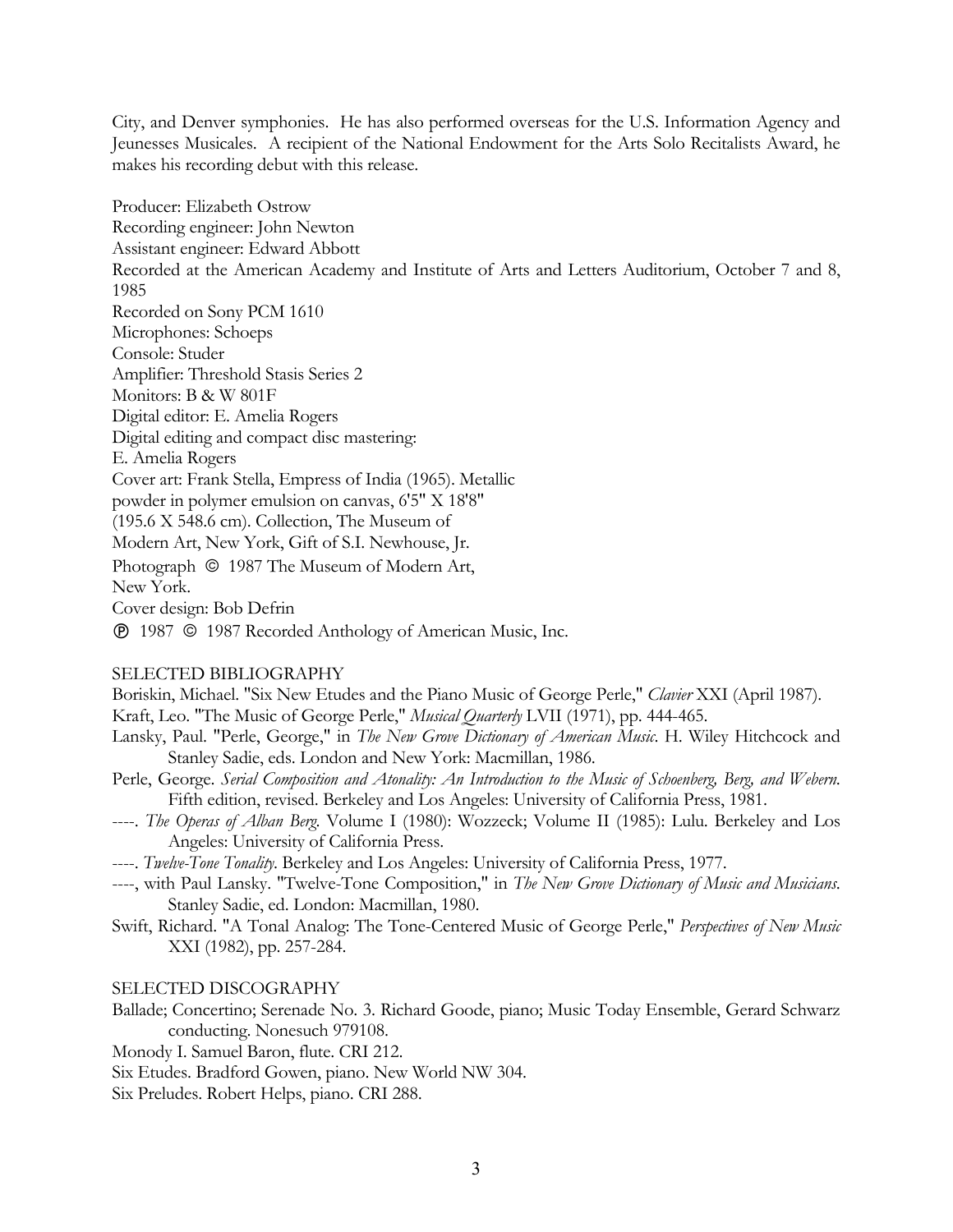City, and Denver symphonies. He has also performed overseas for the U.S. Information Agency and Jeunesses Musicales. A recipient of the National Endowment for the Arts Solo Recitalists Award, he makes his recording debut with this release.

Producer: Elizabeth Ostrow
Recording engineer: John Newton
Assistant engineer: Edward Abbott
Recorded at the American Academy and Institute of Arts and Letters Auditorium, October 7 and 8, 1985
Recorded on Sony PCM 1610
Microphones: Schoeps
Console: Studer
Amplifier: Threshold Stasis Series 2
Monitors: B & W 801F
Digital editor: E. Amelia Rogers
Digital editing and compact disc mastering:
E. Amelia Rogers
Cover art: Frank Stella, Empress of India (1965). Metallic powder in polymer emulsion on canvas, 6'5" X 18'8" (195.6 X 548.6 cm). Collection, The Museum of Modern Art, New York, Gift of S.I. Newhouse, Jr.
Photograph © 1987 The Museum of Modern Art, New York.
Cover design: Bob Defrin
℗ 1987 © 1987 Recorded Anthology of American Music, Inc.

## SELECTED BIBLIOGRAPHY

Boriskin, Michael. "Six New Etudes and the Piano Music of George Perle," *Clavier* XXI (April 1987).

Kraft, Leo. "The Music of George Perle," *Musical Quarterly* LVII (1971), pp. 444-465.

Lansky, Paul. "Perle, George," in *The New Grove Dictionary of American Music*. H. Wiley Hitchcock and Stanley Sadie, eds. London and New York: Macmillan, 1986.

Perle, George. *Serial Composition and Atonality: An Introduction to the Music of Schoenberg, Berg, and Webern*. Fifth edition, revised. Berkeley and Los Angeles: University of California Press, 1981.

----. *The Operas of Alban Berg*. Volume I (1980): Wozzeck; Volume II (1985): Lulu. Berkeley and Los Angeles: University of California Press.

----. *Twelve-Tone Tonality*. Berkeley and Los Angeles: University of California Press, 1977.

----, with Paul Lansky. "Twelve-Tone Composition," in *The New Grove Dictionary of Music and Musicians*. Stanley Sadie, ed. London: Macmillan, 1980.

Swift, Richard. "A Tonal Analog: The Tone-Centered Music of George Perle," *Perspectives of New Music* XXI (1982), pp. 257-284.

## SELECTED DISCOGRAPHY

Ballade; Concertino; Serenade No. 3. Richard Goode, piano; Music Today Ensemble, Gerard Schwarz conducting. Nonesuch 979108.

Monody I. Samuel Baron, flute. CRI 212.

Six Etudes. Bradford Gowen, piano. New World NW 304.

Six Preludes. Robert Helps, piano. CRI 288.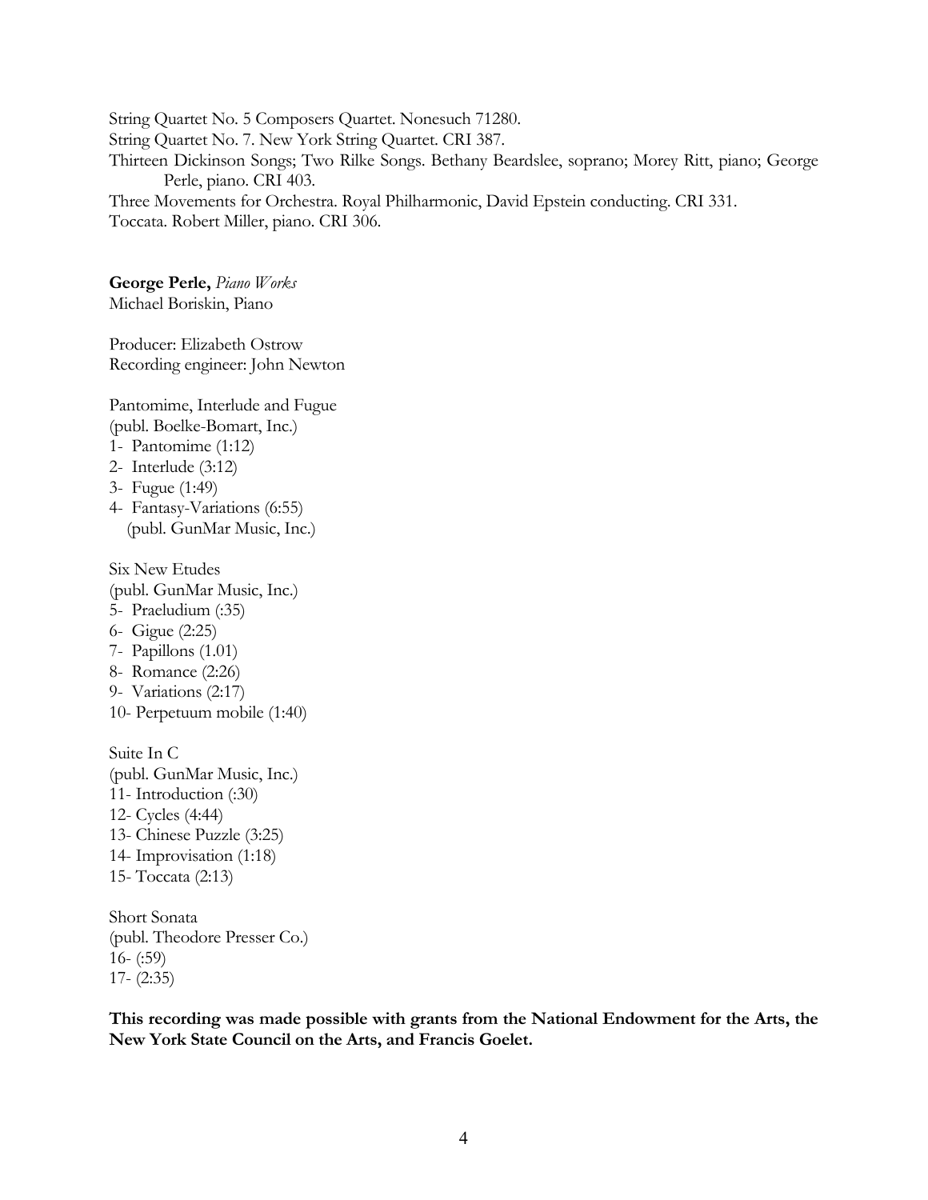String Quartet No. 5 Composers Quartet. Nonesuch 71280.
String Quartet No. 7. New York String Quartet. CRI 387.
Thirteen Dickinson Songs; Two Rilke Songs. Bethany Beardslee, soprano; Morey Ritt, piano; George Perle, piano. CRI 403.
Three Movements for Orchestra. Royal Philharmonic, David Epstein conducting. CRI 331.
Toccata. Robert Miller, piano. CRI 306.

**George Perle,** *Piano Works*
Michael Boriskin, Piano

Producer: Elizabeth Ostrow
Recording engineer: John Newton

Pantomime, Interlude and Fugue
(publ. Boelke-Bomart, Inc.)
1- Pantomime (1:12)
2- Interlude (3:12)
3- Fugue (1:49)
4- Fantasy-Variations (6:55)
(publ. GunMar Music, Inc.)

Six New Etudes
(publ. GunMar Music, Inc.)
5- Praeludium (:35)
6- Gigue (2:25)
7- Papillons (1.01)
8- Romance (2:26)
9- Variations (2:17)
10- Perpetuum mobile (1:40)

Suite In C
(publ. GunMar Music, Inc.)
11- Introduction (:30)
12- Cycles (4:44)
13- Chinese Puzzle (3:25)
14- Improvisation (1:18)
15- Toccata (2:13)

Short Sonata
(publ. Theodore Presser Co.)
16- (:59)
17- (2:35)

**This recording was made possible with grants from the National Endowment for the Arts, the New York State Council on the Arts, and Francis Goelet.**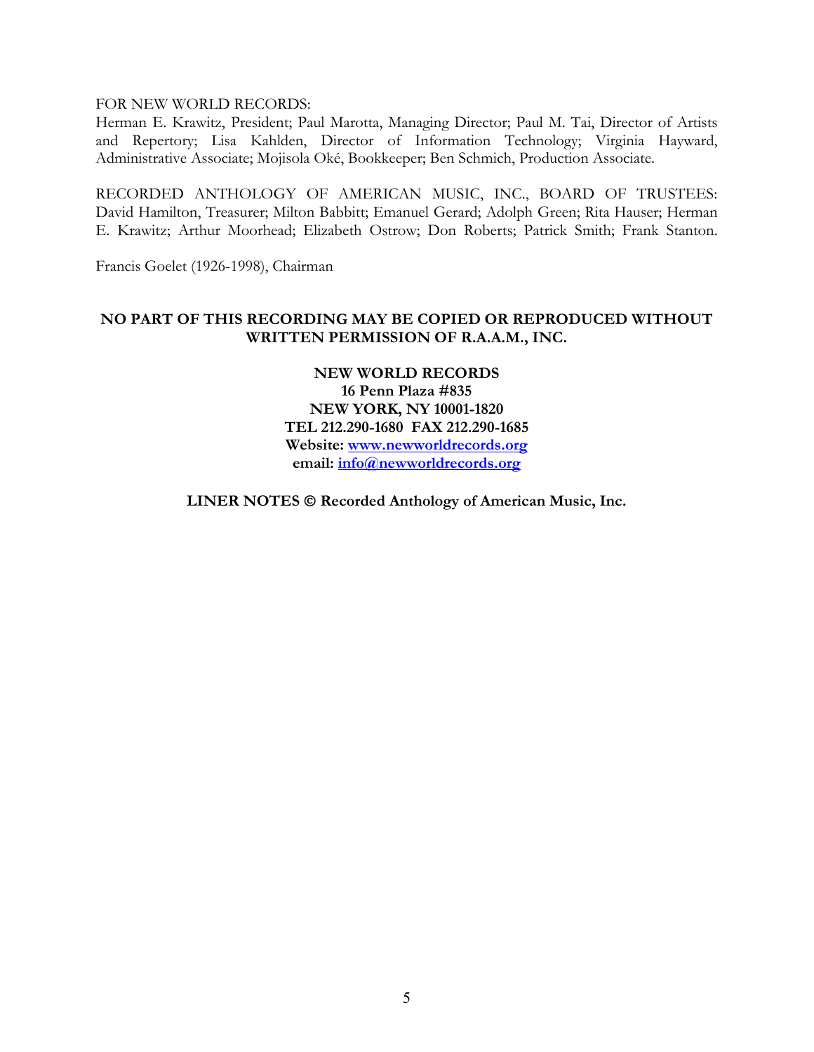FOR NEW WORLD RECORDS:
Herman E. Krawitz, President; Paul Marotta, Managing Director; Paul M. Tai, Director of Artists and Repertory; Lisa Kahlden, Director of Information Technology; Virginia Hayward, Administrative Associate; Mojisola Oké, Bookkeeper; Ben Schmich, Production Associate.

RECORDED ANTHOLOGY OF AMERICAN MUSIC, INC., BOARD OF TRUSTEES: David Hamilton, Treasurer; Milton Babbitt; Emanuel Gerard; Adolph Green; Rita Hauser; Herman E. Krawitz; Arthur Moorhead; Elizabeth Ostrow; Don Roberts; Patrick Smith; Frank Stanton.

Francis Goelet (1926-1998), Chairman

**NO PART OF THIS RECORDING MAY BE COPIED OR REPRODUCED WITHOUT WRITTEN PERMISSION OF R.A.A.M., INC.**

**NEW WORLD RECORDS**
**16 Penn Plaza #835**
**NEW YORK, NY 10001-1820**
**TEL 212.290-1680 FAX 212.290-1685**
**Website: www.newworldrecords.org**
**email: info@newworldrecords.org**

**LINER NOTES © Recorded Anthology of American Music, Inc.**